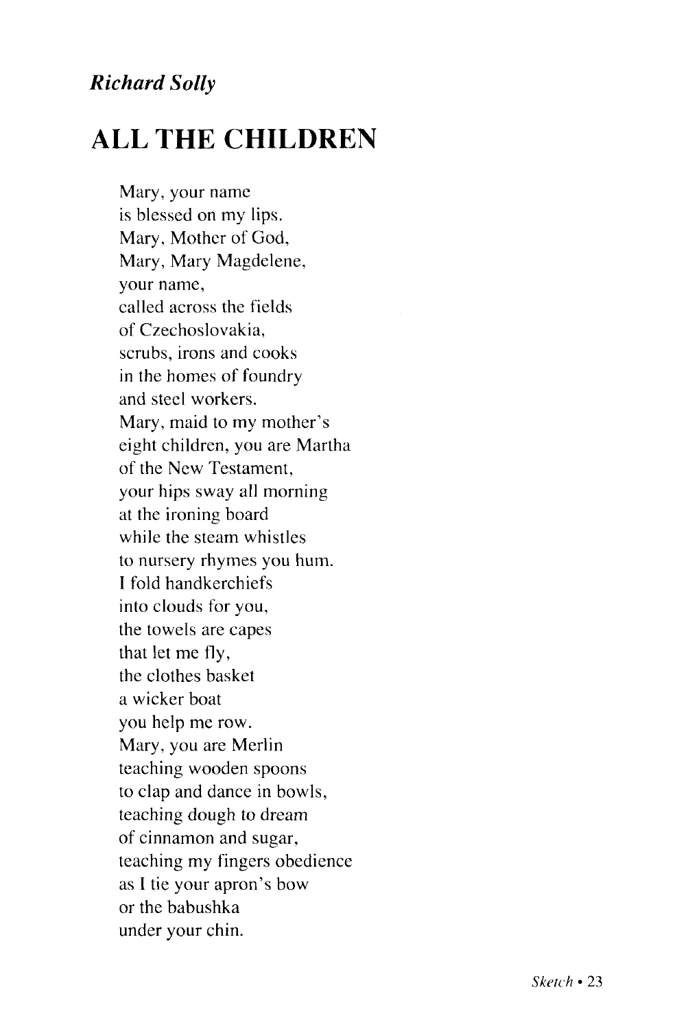*Richard Solly*

# ALL THE CHILDREN

Mary, your name  
is blessed on my lips.  
Mary, Mother of God,  
Mary, Mary Magdelene,  
your name,  
called across the fields  
of Czechoslovakia,  
scrubs, irons and cooks  
in the homes of foundry  
and steel workers.  
Mary, maid to my mother's  
eight children, you are Martha  
of the New Testament,  
your hips sway all morning  
at the ironing board  
while the steam whistles  
to nursery rhymes you hum.  
I fold handkerchiefs  
into clouds for you,  
the towels are capes  
that let me fly,  
the clothes basket  
a wicker boat  
you help me row.  
Mary, you are Merlin  
teaching wooden spoons  
to clap and dance in bowls,  
teaching dough to dream  
of cinnamon and sugar,  
teaching my fingers obedience  
as I tie your apron's bow  
or the babushka  
under your chin.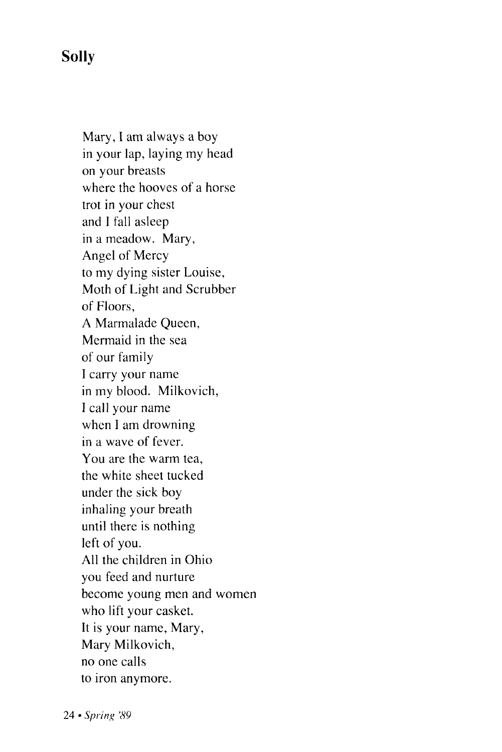## Solly

Mary, I am always a boy  
in your lap, laying my head  
on your breasts  
where the hooves of a horse  
trot in your chest  
and I fall asleep  
in a meadow. Mary,  
Angel of Mercy  
to my dying sister Louise,  
Moth of Light and Scrubber  
of Floors,  
A Marmalade Queen,  
Mermaid in the sea  
of our family  
I carry your name  
in my blood. Milkovich,  
I call your name  
when I am drowning  
in a wave of fever.  
You are the warm tea,  
the white sheet tucked  
under the sick boy  
inhaling your breath  
until there is nothing  
left of you.  
All the children in Ohio  
you feed and nurture  
become young men and women  
who lift your casket.  
It is your name, Mary,  
Mary Milkovich,  
no one calls  
to iron anymore.